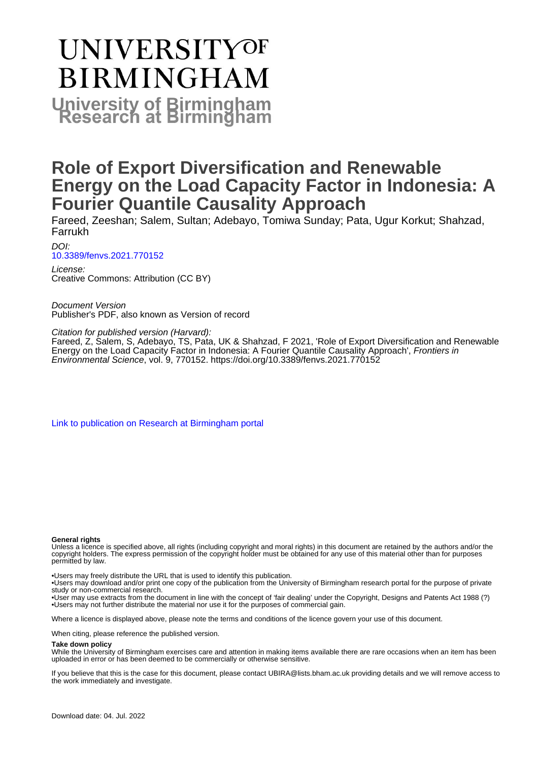# UNIVERSITY OF BIRMINGHAM

## University of Birmingham Research at Birmingham

# Role of Export Diversification and Renewable Energy on the Load Capacity Factor in Indonesia: A Fourier Quantile Causality Approach

Fareed, Zeeshan; Salem, Sultan; Adebayo, Tomiwa Sunday; Pata, Ugur Korkut; Shahzad, Farrukh

*DOI:*
10.3389/fenvs.2021.770152

*License:*
Creative Commons: Attribution (CC BY)

*Document Version*
Publisher's PDF, also known as Version of record

*Citation for published version (Harvard):*
Fareed, Z, Salem, S, Adebayo, TS, Pata, UK & Shahzad, F 2021, 'Role of Export Diversification and Renewable Energy on the Load Capacity Factor in Indonesia: A Fourier Quantile Causality Approach', *Frontiers in Environmental Science*, vol. 9, 770152. https://doi.org/10.3389/fenvs.2021.770152

Link to publication on Research at Birmingham portal

**General rights**

Unless a licence is specified above, all rights (including copyright and moral rights) in this document are retained by the authors and/or the copyright holders. The express permission of the copyright holder must be obtained for any use of this material other than for purposes permitted by law.

•Users may freely distribute the URL that is used to identify this publication.
•Users may download and/or print one copy of the publication from the University of Birmingham research portal for the purpose of private study or non-commercial research.
•User may use extracts from the document in line with the concept of 'fair dealing' under the Copyright, Designs and Patents Act 1988 (?)
•Users may not further distribute the material nor use it for the purposes of commercial gain.

Where a licence is displayed above, please note the terms and conditions of the licence govern your use of this document.

When citing, please reference the published version.

**Take down policy**

While the University of Birmingham exercises care and attention in making items available there are rare occasions when an item has been uploaded in error or has been deemed to be commercially or otherwise sensitive.

If you believe that this is the case for this document, please contact UBIRA@lists.bham.ac.uk providing details and we will remove access to the work immediately and investigate.

Download date: 04. Jul. 2022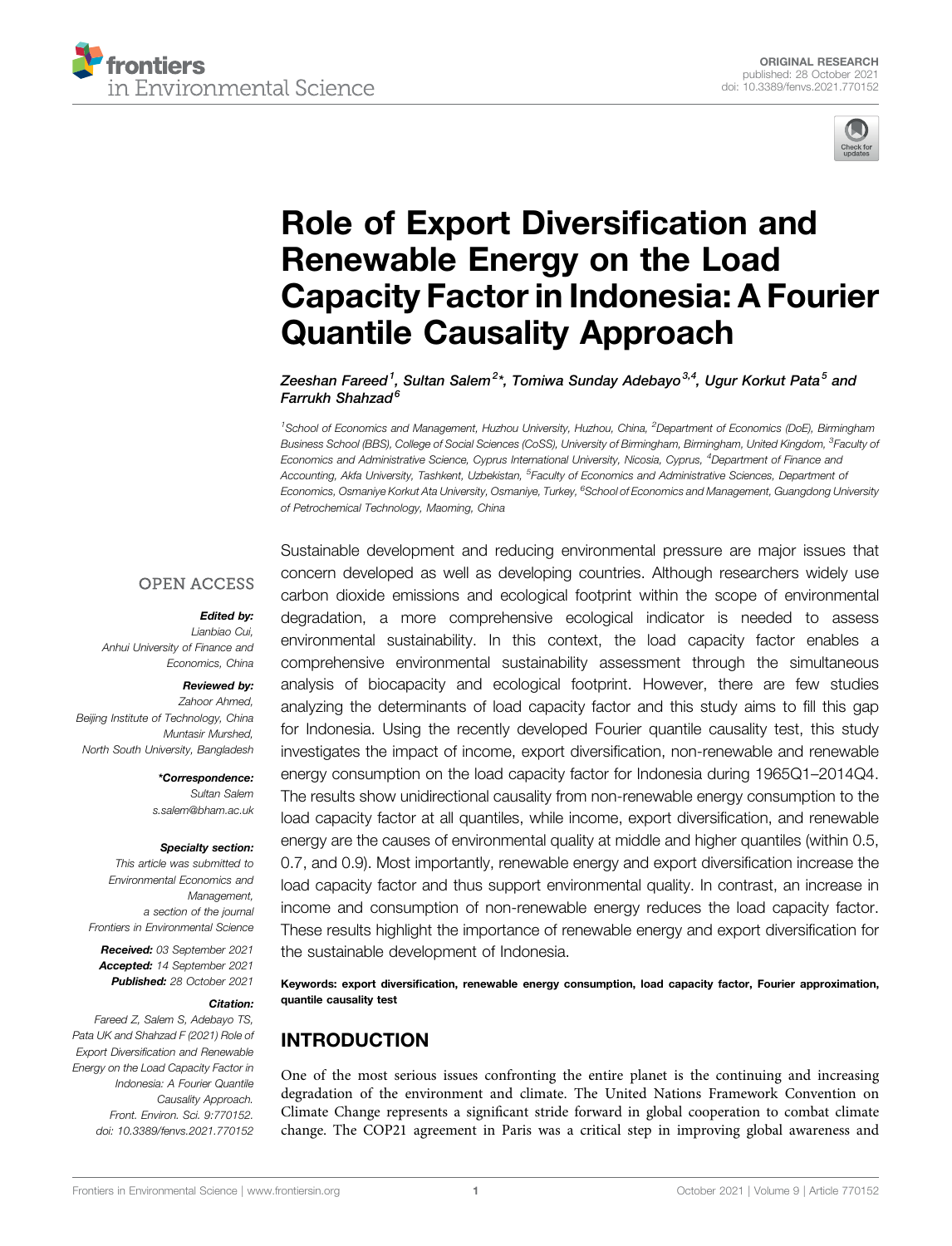ORIGINAL RESEARCH
published: 28 October 2021
doi: 10.3389/fenvs.2021.770152

# Role of Export Diversification and Renewable Energy on the Load Capacity Factor in Indonesia: A Fourier Quantile Causality Approach

*Zeshan Fareed[1], Sultan Salem[2]\*, Tomiwa Sunday Adebayo[3,4], Ugur Korkut Pata[5] and Farrukh Shahzad[6]*

[1]School of Economics and Management, Huzhou University, Huzhou, China, [2]Department of Economics (DoE), Birmingham Business School (BBS), College of Social Sciences (CoSS), University of Birmingham, Birmingham, United Kingdom, [3]Faculty of Economics and Administrative Science, Cyprus International University, Nicosia, Cyprus, [4]Department of Finance and Accounting, Akfa University, Tashkent, Uzbekistan, [5]Faculty of Economics and Administrative Sciences, Department of Economics, Osmaniye Korkut Ata University, Osmaniye, Turkey, [6]School of Economics and Management, Guangdong University of Petrochemical Technology, Maoming, China

OPEN ACCESS

**Edited by:**
Lianbiao Cui,
Anhui University of Finance and Economics, China

**Reviewed by:**
Zahoor Ahmed,
Beijing Institute of Technology, China
Muntasir Murshed,
North South University, Bangladesh

**\*Correspondence:**
Sultan Salem
s.salem@bham.ac.uk

**Specialty section:**
This article was submitted to Environmental Economics and Management,
a section of the journal Frontiers in Environmental Science

**Received:** 03 September 2021
**Accepted:** 14 September 2021
**Published:** 28 October 2021

**Citation:**
Fareed Z, Salem S, Adebayo TS, Pata UK and Shahzad F (2021) Role of Export Diversification and Renewable Energy on the Load Capacity Factor in Indonesia: A Fourier Quantile Causality Approach.
Front. Environ. Sci. 9:770152.
doi: 10.3389/fenvs.2021.770152

Sustainable development and reducing environmental pressure are major issues that concern developed as well as developing countries. Although researchers widely use carbon dioxide emissions and ecological footprint within the scope of environmental degradation, a more comprehensive ecological indicator is needed to assess environmental sustainability. In this context, the load capacity factor enables a comprehensive environmental sustainability assessment through the simultaneous analysis of biocapacity and ecological footprint. However, there are few studies analyzing the determinants of load capacity factor and this study aims to fill this gap for Indonesia. Using the recently developed Fourier quantile causality test, this study investigates the impact of income, export diversification, non-renewable and renewable energy consumption on the load capacity factor for Indonesia during 1965Q1–2014Q4. The results show unidirectional causality from non-renewable energy consumption to the load capacity factor at all quantiles, while income, export diversification, and renewable energy are the causes of environmental quality at middle and higher quantiles (within 0.5, 0.7, and 0.9). Most importantly, renewable energy and export diversification increase the load capacity factor and thus support environmental quality. In contrast, an increase in income and consumption of non-renewable energy reduces the load capacity factor. These results highlight the importance of renewable energy and export diversification for the sustainable development of Indonesia.

**Keywords: export diversification, renewable energy consumption, load capacity factor, Fourier approximation, quantile causality test**

## INTRODUCTION

One of the most serious issues confronting the entire planet is the continuing and increasing degradation of the environment and climate. The United Nations Framework Convention on Climate Change represents a significant stride forward in global cooperation to combat climate change. The COP21 agreement in Paris was a critical step in improving global awareness and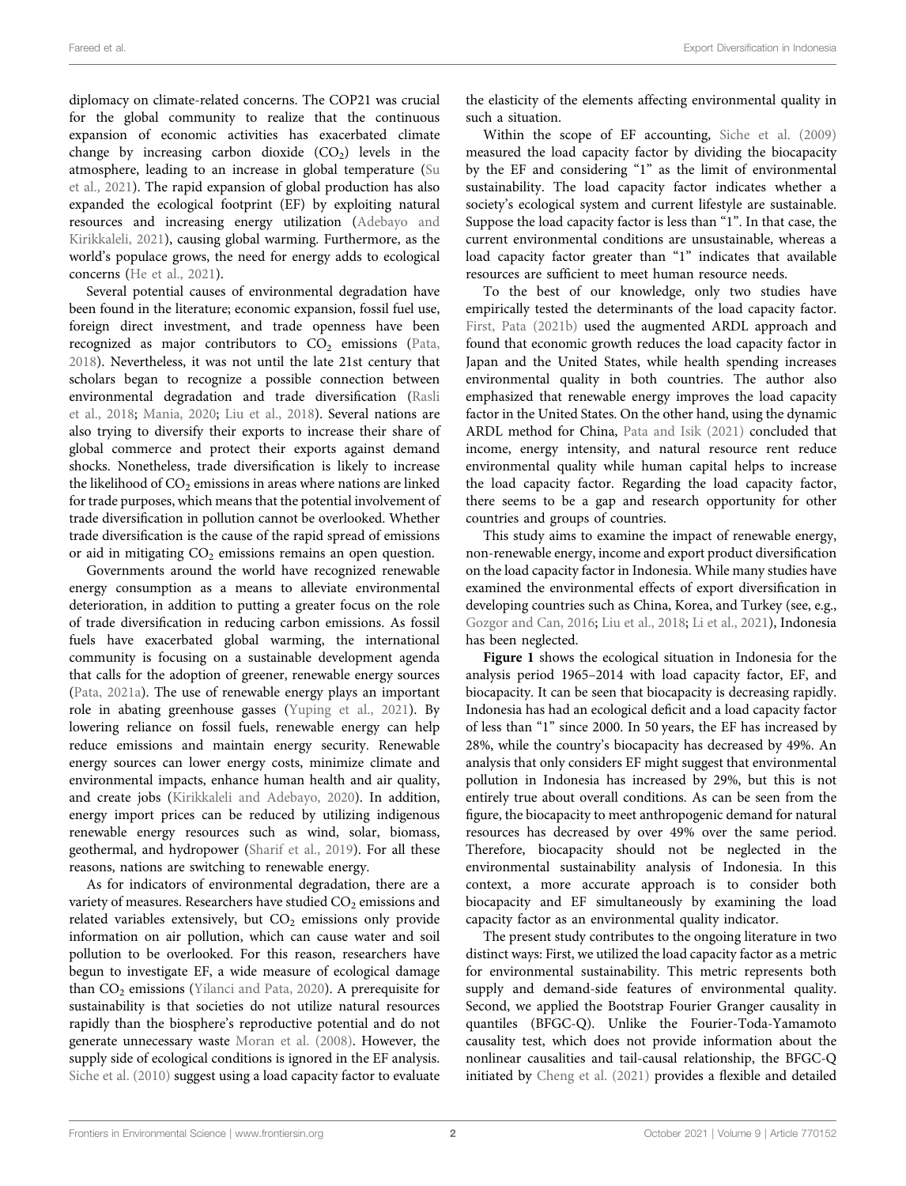diplomacy on climate-related concerns. The COP21 was crucial for the global community to realize that the continuous expansion of economic activities has exacerbated climate change by increasing carbon dioxide ($CO_2$) levels in the atmosphere, leading to an increase in global temperature (Su et al., 2021). The rapid expansion of global production has also expanded the ecological footprint (EF) by exploiting natural resources and increasing energy utilization (Adebayo and Kirikkaleli, 2021), causing global warming. Furthermore, as the world's populace grows, the need for energy adds to ecological concerns (He et al., 2021).

Several potential causes of environmental degradation have been found in the literature; economic expansion, fossil fuel use, foreign direct investment, and trade openness have been recognized as major contributors to $CO_2$ emissions (Pata, 2018). Nevertheless, it was not until the late 21st century that scholars began to recognize a possible connection between environmental degradation and trade diversification (Rasli et al., 2018; Mania, 2020; Liu et al., 2018). Several nations are also trying to diversify their exports to increase their share of global commerce and protect their exports against demand shocks. Nonetheless, trade diversification is likely to increase the likelihood of $CO_2$ emissions in areas where nations are linked for trade purposes, which means that the potential involvement of trade diversification in pollution cannot be overlooked. Whether trade diversification is the cause of the rapid spread of emissions or aid in mitigating $CO_2$ emissions remains an open question.

Governments around the world have recognized renewable energy consumption as a means to alleviate environmental deterioration, in addition to putting a greater focus on the role of trade diversification in reducing carbon emissions. As fossil fuels have exacerbated global warming, the international community is focusing on a sustainable development agenda that calls for the adoption of greener, renewable energy sources (Pata, 2021a). The use of renewable energy plays an important role in abating greenhouse gasses (Yuping et al., 2021). By lowering reliance on fossil fuels, renewable energy can help reduce emissions and maintain energy security. Renewable energy sources can lower energy costs, minimize climate and environmental impacts, enhance human health and air quality, and create jobs (Kirikkaleli and Adebayo, 2020). In addition, energy import prices can be reduced by utilizing indigenous renewable energy resources such as wind, solar, biomass, geothermal, and hydropower (Sharif et al., 2019). For all these reasons, nations are switching to renewable energy.

As for indicators of environmental degradation, there are a variety of measures. Researchers have studied $CO_2$ emissions and related variables extensively, but $CO_2$ emissions only provide information on air pollution, which can cause water and soil pollution to be overlooked. For this reason, researchers have begun to investigate EF, a wide measure of ecological damage than $CO_2$ emissions (Yilanci and Pata, 2020). A prerequisite for sustainability is that societies do not utilize natural resources rapidly than the biosphere's reproductive potential and do not generate unnecessary waste Moran et al. (2008). However, the supply side of ecological conditions is ignored in the EF analysis. Siche et al. (2010) suggest using a load capacity factor to evaluate the elasticity of the elements affecting environmental quality in such a situation.

Within the scope of EF accounting, Siche et al. (2009) measured the load capacity factor by dividing the biocapacity by the EF and considering "1" as the limit of environmental sustainability. The load capacity factor indicates whether a society's ecological system and current lifestyle are sustainable. Suppose the load capacity factor is less than "1". In that case, the current environmental conditions are unsustainable, whereas a load capacity factor greater than "1" indicates that available resources are sufficient to meet human resource needs.

To the best of our knowledge, only two studies have empirically tested the determinants of the load capacity factor. First, Pata (2021b) used the augmented ARDL approach and found that economic growth reduces the load capacity factor in Japan and the United States, while health spending increases environmental quality in both countries. The author also emphasized that renewable energy improves the load capacity factor in the United States. On the other hand, using the dynamic ARDL method for China, Pata and Isik (2021) concluded that income, energy intensity, and natural resource rent reduce environmental quality while human capital helps to increase the load capacity factor. Regarding the load capacity factor, there seems to be a gap and research opportunity for other countries and groups of countries.

This study aims to examine the impact of renewable energy, non-renewable energy, income and export product diversification on the load capacity factor in Indonesia. While many studies have examined the environmental effects of export diversification in developing countries such as China, Korea, and Turkey (see, e.g., Gozgor and Can, 2016; Liu et al., 2018; Li et al., 2021), Indonesia has been neglected.

**Figure 1** shows the ecological situation in Indonesia for the analysis period 1965–2014 with load capacity factor, EF, and biocapacity. It can be seen that biocapacity is decreasing rapidly. Indonesia has had an ecological deficit and a load capacity factor of less than "1" since 2000. In 50 years, the EF has increased by 28%, while the country's biocapacity has decreased by 49%. An analysis that only considers EF might suggest that environmental pollution in Indonesia has increased by 29%, but this is not entirely true about overall conditions. As can be seen from the figure, the biocapacity to meet anthropogenic demand for natural resources has decreased by over 49% over the same period. Therefore, biocapacity should not be neglected in the environmental sustainability analysis of Indonesia. In this context, a more accurate approach is to consider both biocapacity and EF simultaneously by examining the load capacity factor as an environmental quality indicator.

The present study contributes to the ongoing literature in two distinct ways: First, we utilized the load capacity factor as a metric for environmental sustainability. This metric represents both supply and demand-side features of environmental quality. Second, we applied the Bootstrap Fourier Granger causality in quantiles (BFGC-Q). Unlike the Fourier-Toda-Yamamoto causality test, which does not provide information about the nonlinear causalities and tail-causal relationship, the BFGC-Q initiated by Cheng et al. (2021) provides a flexible and detailed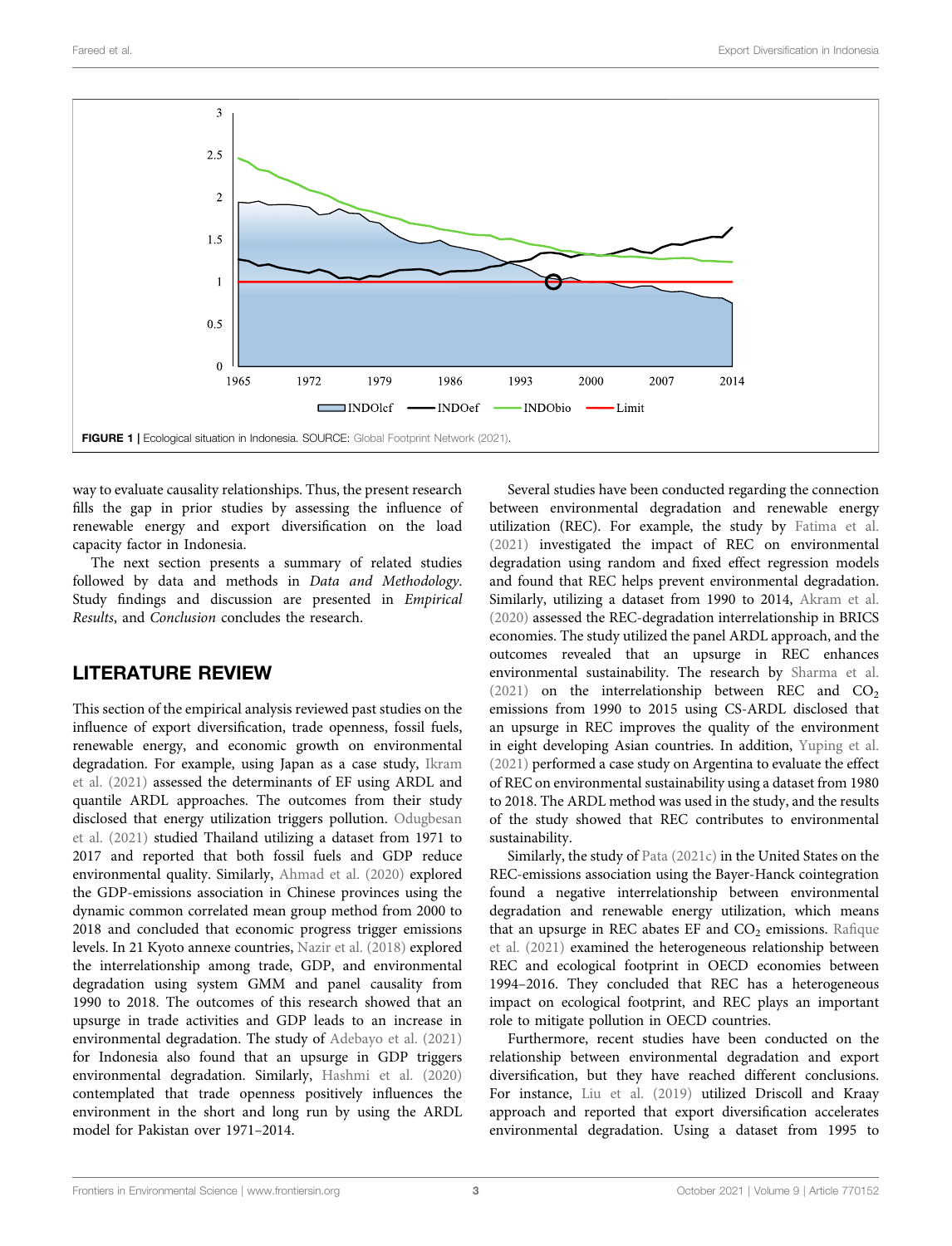FIGURE 1 | Ecological situation in Indonesia. SOURCE: Global Footprint Network (2021).

way to evaluate causality relationships. Thus, the present research fills the gap in prior studies by assessing the influence of renewable energy and export diversification on the load capacity factor in Indonesia.

The next section presents a summary of related studies followed by data and methods in *Data and Methodology*. Study findings and discussion are presented in *Empirical Results*, and *Conclusion* concludes the research.

## LITERATURE REVIEW

This section of the empirical analysis reviewed past studies on the influence of export diversification, trade openness, fossil fuels, renewable energy, and economic growth on environmental degradation. For example, using Japan as a case study, Ikram et al. (2021) assessed the determinants of EF using ARDL and quantile ARDL approaches. The outcomes from their study disclosed that energy utilization triggers pollution. Odugbesan et al. (2021) studied Thailand utilizing a dataset from 1971 to 2017 and reported that both fossil fuels and GDP reduce environmental quality. Similarly, Ahmad et al. (2020) explored the GDP-emissions association in Chinese provinces using the dynamic common correlated mean group method from 2000 to 2018 and concluded that economic progress trigger emissions levels. In 21 Kyoto annexe countries, Nazir et al. (2018) explored the interrelationship among trade, GDP, and environmental degradation using system GMM and panel causality from 1990 to 2018. The outcomes of this research showed that an upsurge in trade activities and GDP leads to an increase in environmental degradation. The study of Adebayo et al. (2021) for Indonesia also found that an upsurge in GDP triggers environmental degradation. Similarly, Hashmi et al. (2020) contemplated that trade openness positively influences the environment in the short and long run by using the ARDL model for Pakistan over 1971–2014.

Several studies have been conducted regarding the connection between environmental degradation and renewable energy utilization (REC). For example, the study by Fatima et al. (2021) investigated the impact of REC on environmental degradation using random and fixed effect regression models and found that REC helps prevent environmental degradation. Similarly, utilizing a dataset from 1990 to 2014, Akram et al. (2020) assessed the REC-degradation interrelationship in BRICS economies. The study utilized the panel ARDL approach, and the outcomes revealed that an upsurge in REC enhances environmental sustainability. The research by Sharma et al. (2021) on the interrelationship between REC and $CO_2$ emissions from 1990 to 2015 using CS-ARDL disclosed that an upsurge in REC improves the quality of the environment in eight developing Asian countries. In addition, Yuping et al. (2021) performed a case study on Argentina to evaluate the effect of REC on environmental sustainability using a dataset from 1980 to 2018. The ARDL method was used in the study, and the results of the study showed that REC contributes to environmental sustainability.

Similarly, the study of Pata (2021c) in the United States on the REC-emissions association using the Bayer-Hanck cointegration found a negative interrelationship between environmental degradation and renewable energy utilization, which means that an upsurge in REC abates EF and $CO_2$ emissions. Rafique et al. (2021) examined the heterogeneous relationship between REC and ecological footprint in OECD economies between 1994–2016. They concluded that REC has a heterogeneous impact on ecological footprint, and REC plays an important role to mitigate pollution in OECD countries.

Furthermore, recent studies have been conducted on the relationship between environmental degradation and export diversification, but they have reached different conclusions. For instance, Liu et al. (2019) utilized Driscoll and Kraay approach and reported that export diversification accelerates environmental degradation. Using a dataset from 1995 to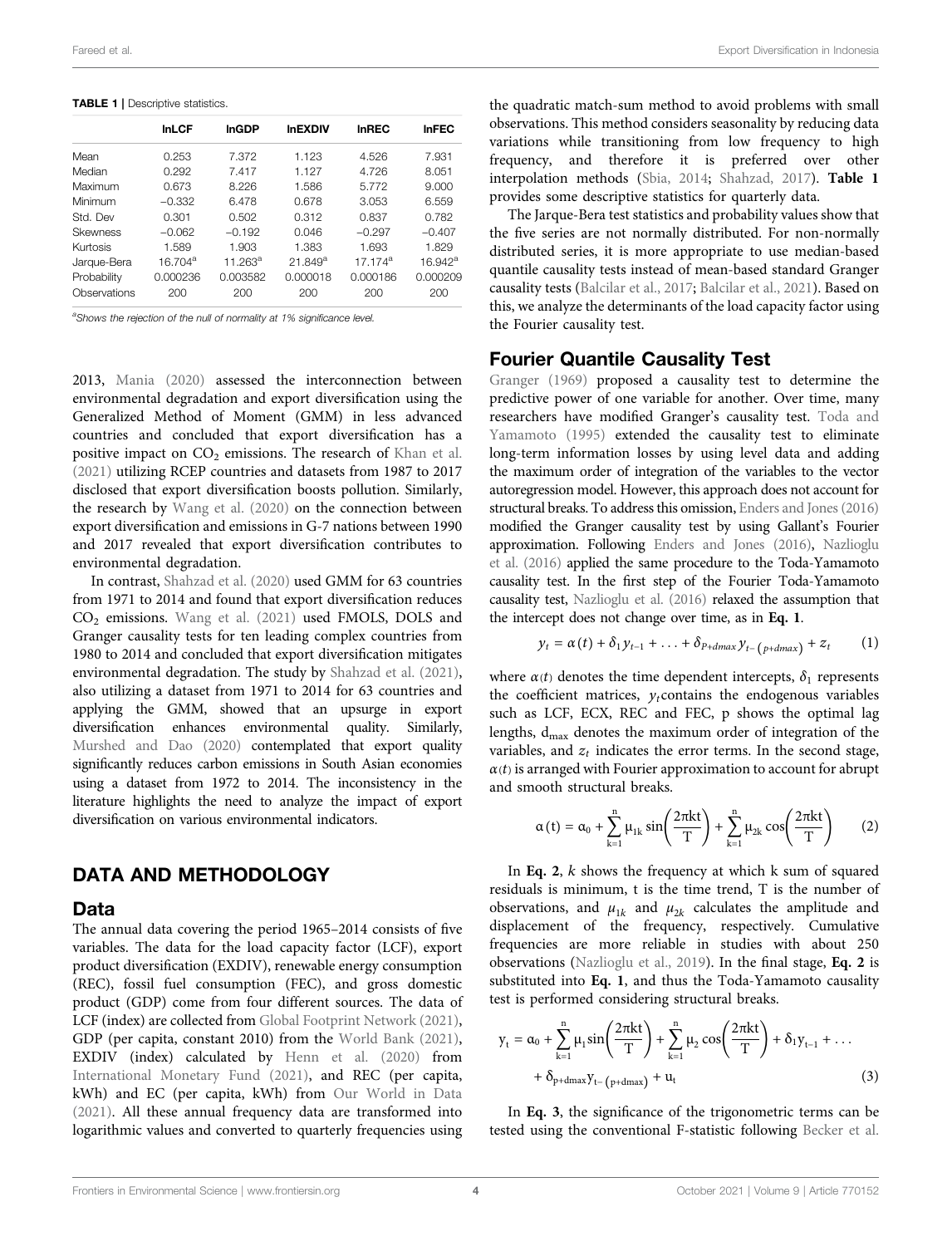**TABLE 1** | Descriptive statistics.

| | lnLCF | lnGDP | lnEXDIV | lnREC | lnFEC |
|---|---|---|---|---|---|
| Mean | 0.253 | 7.372 | 1.123 | 4.526 | 7.931 |
| Median | 0.292 | 7.417 | 1.127 | 4.726 | 8.051 |
| Maximum | 0.673 | 8.226 | 1.586 | 5.772 | 9.000 |
| Minimum | −0.332 | 6.478 | 0.678 | 3.053 | 6.559 |
| Std. Dev | 0.301 | 0.502 | 0.312 | 0.837 | 0.782 |
| Skewness | −0.062 | −0.192 | 0.046 | −0.297 | −0.407 |
| Kurtosis | 1.589 | 1.903 | 1.383 | 1.693 | 1.829 |
| Jarque-Bera | 16.704[a] | 11.263[a] | 21.849[a] | 17.174[a] | 16.942[a] |
| Probability | 0.000236 | 0.003582 | 0.000018 | 0.000186 | 0.000209 |
| Observations | 200 | 200 | 200 | 200 | 200 |

[a]Shows the rejection of the null of normality at 1% significance level.

2013, Mania (2020) assessed the interconnection between environmental degradation and export diversification using the Generalized Method of Moment (GMM) in less advanced countries and concluded that export diversification has a positive impact on $CO_2$ emissions. The research of Khan et al. (2021) utilizing RCEP countries and datasets from 1987 to 2017 disclosed that export diversification boosts pollution. Similarly, the research by Wang et al. (2020) on the connection between export diversification and emissions in G-7 nations between 1990 and 2017 revealed that export diversification contributes to environmental degradation.

In contrast, Shahzad et al. (2020) used GMM for 63 countries from 1971 to 2014 and found that export diversification reduces $CO_2$ emissions. Wang et al. (2021) used FMOLS, DOLS and Granger causality tests for ten leading complex countries from 1980 to 2014 and concluded that export diversification mitigates environmental degradation. The study by Shahzad et al. (2021), also utilizing a dataset from 1971 to 2014 for 63 countries and applying the GMM, showed that an upsurge in export diversification enhances environmental quality. Similarly, Murshed and Dao (2020) contemplated that export quality significantly reduces carbon emissions in South Asian economies using a dataset from 1972 to 2014. The inconsistency in the literature highlights the need to analyze the impact of export diversification on various environmental indicators.

## DATA AND METHODOLOGY

### Data

The annual data covering the period 1965–2014 consists of five variables. The data for the load capacity factor (LCF), export product diversification (EXDIV), renewable energy consumption (REC), fossil fuel consumption (FEC), and gross domestic product (GDP) come from four different sources. The data of LCF (index) are collected from Global Footprint Network (2021), GDP (per capita, constant 2010) from the World Bank (2021), EXDIV (index) calculated by Henn et al. (2020) from International Monetary Fund (2021), and REC (per capita, kWh) and EC (per capita, kWh) from Our World in Data (2021). All these annual frequency data are transformed into logarithmic values and converted to quarterly frequencies using the quadratic match-sum method to avoid problems with small observations. This method considers seasonality by reducing data variations while transitioning from low frequency to high frequency, and therefore it is preferred over other interpolation methods (Sbia, 2014; Shahzad, 2017). **Table 1** provides some descriptive statistics for quarterly data.

The Jarque-Bera test statistics and probability values show that the five series are not normally distributed. For non-normally distributed series, it is more appropriate to use median-based quantile causality tests instead of mean-based standard Granger causality tests (Balcilar et al., 2017; Balcilar et al., 2021). Based on this, we analyze the determinants of the load capacity factor using the Fourier causality test.

### Fourier Quantile Causality Test

Granger (1969) proposed a causality test to determine the predictive power of one variable for another. Over time, many researchers have modified Granger's causality test. Toda and Yamamoto (1995) extended the causality test to eliminate long-term information losses by using level data and adding the maximum order of integration of the variables to the vector autoregression model. However, this approach does not account for structural breaks. To address this omission, Enders and Jones (2016) modified the Granger causality test by using Gallant's Fourier approximation. Following Enders and Jones (2016), Nazlioglu et al. (2016) applied the same procedure to the Toda-Yamamoto causality test. In the first step of the Fourier Toda-Yamamoto causality test, Nazlioglu et al. (2016) relaxed the assumption that the intercept does not change over time, as in **Eq. 1**.

$$y_t = \alpha(t) + \delta_1 y_{t-1} + \ldots + \delta_{P+dmax} y_{t-(p+dmax)} + z_t \tag{1}$$

where $\alpha(t)$ denotes the time dependent intercepts, $\delta_1$ represents the coefficient matrices, $y_t$ contains the endogenous variables such as LCF, ECX, REC and FEC, p shows the optimal lag lengths, $d_{max}$ denotes the maximum order of integration of the variables, and $z_t$ indicates the error terms. In the second stage, $\alpha(t)$ is arranged with Fourier approximation to account for abrupt and smooth structural breaks.

$$\alpha(t) = \alpha_0 + \sum_{k=1}^{n} \mu_{1k} \sin\left(\frac{2\pi kt}{T}\right) + \sum_{k=1}^{n} \mu_{2k} \cos\left(\frac{2\pi kt}{T}\right) \tag{2}$$

In **Eq. 2**, $k$ shows the frequency at which k sum of squared residuals is minimum, t is the time trend, T is the number of observations, and $\mu_{1k}$ and $\mu_{2k}$ calculates the amplitude and displacement of the frequency, respectively. Cumulative frequencies are more reliable in studies with about 250 observations (Nazlioglu et al., 2019). In the final stage, **Eq. 2** is substituted into **Eq. 1**, and thus the Toda-Yamamoto causality test is performed considering structural breaks.

$$y_t = \alpha_0 + \sum_{k=1}^{n} \mu_1 \sin\left(\frac{2\pi kt}{T}\right) + \sum_{k=1}^{n} \mu_2 \cos\left(\frac{2\pi kt}{T}\right) + \delta_1 y_{t-1} + \ldots + \delta_{p+dmax} y_{t-(p+dmax)} + u_t \tag{3}$$

In **Eq. 3**, the significance of the trigonometric terms can be tested using the conventional F-statistic following Becker et al.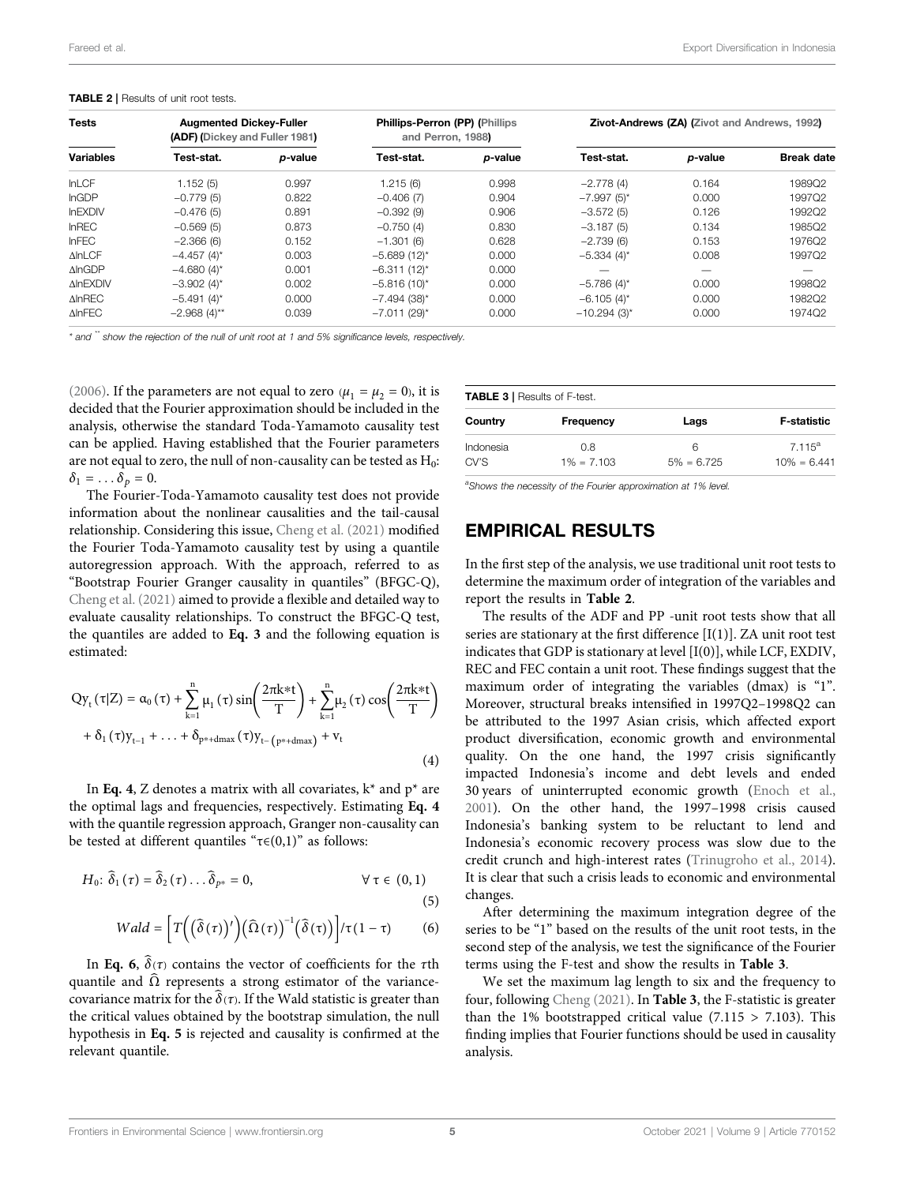**TABLE 2** | Results of unit root tests.

| Tests | Augmented Dickey-Fuller (ADF) (Dickey and Fuller 1981) | | Phillips-Perron (PP) (Phillips and Perron, 1988) | | Zivot-Andrews (ZA) (Zivot and Andrews, 1992) | | |
|---|---|---|---|---|---|---|---|
| Variables | Test-stat. | *p*-value | Test-stat. | *p*-value | Test-stat. | *p*-value | Break date |
| lnLCF | 1.152 (5) | 0.997 | 1.215 (6) | 0.998 | −2.778 (4) | 0.164 | 1989Q2 |
| lnGDP | −0.779 (5) | 0.822 | −0.406 (7) | 0.904 | −7.997 (5)* | 0.000 | 1997Q2 |
| lnEXDIV | −0.476 (5) | 0.891 | −0.392 (9) | 0.906 | −3.572 (5) | 0.126 | 1992Q2 |
| lnREC | −0.569 (5) | 0.873 | −0.750 (4) | 0.830 | −3.187 (5) | 0.134 | 1985Q2 |
| lnFEC | −2.366 (6) | 0.152 | −1.301 (6) | 0.628 | −2.739 (6) | 0.153 | 1976Q2 |
| ΔlnLCF | −4.457 (4)* | 0.003 | −5.689 (12)* | 0.000 | −5.334 (4)* | 0.008 | 1997Q2 |
| ΔlnGDP | −4.680 (4)* | 0.001 | −6.311 (12)* | 0.000 | — | — | — |
| ΔlnEXDIV | −3.902 (4)* | 0.002 | −5.816 (10)* | 0.000 | −5.786 (4)* | 0.000 | 1998Q2 |
| ΔlnREC | −5.491 (4)* | 0.000 | −7.494 (38)* | 0.000 | −6.105 (4)* | 0.000 | 1982Q2 |
| ΔlnFEC | −2.968 (4)** | 0.039 | −7.011 (29)* | 0.000 | −10.294 (3)* | 0.000 | 1974Q2 |

\* and ** show the rejection of the null of unit root at 1 and 5% significance levels, respectively.

(2006). If the parameters are not equal to zero ($\mu_1 = \mu_2 = 0$), it is decided that the Fourier approximation should be included in the analysis, otherwise the standard Toda-Yamamoto causality test can be applied. Having established that the Fourier parameters are not equal to zero, the null of non-causality can be tested as $H_0$: $\delta_1 = \ldots \delta_p = 0$.

The Fourier-Toda-Yamamoto causality test does not provide information about the nonlinear causalities and the tail-causal relationship. Considering this issue, Cheng et al. (2021) modified the Fourier Toda-Yamamoto causality test by using a quantile autoregression approach. With the approach, referred to as "Bootstrap Fourier Granger causality in quantiles" (BFGC-Q), Cheng et al. (2021) aimed to provide a flexible and detailed way to evaluate causality relationships. To construct the BFGC-Q test, the quantiles are added to **Eq. 3** and the following equation is estimated:

$$Qy_t(\tau|Z) = \alpha_0(\tau) + \sum_{k=1}^{n} \mu_1(\tau)\sin\left(\frac{2\pi k{*}t}{T}\right) + \sum_{k=1}^{n} \mu_2(\tau)\cos\left(\frac{2\pi k{*}t}{T}\right) + \delta_1(\tau)y_{t-1} + \ldots + \delta_{p*+dmax}(\tau)y_{t-(p*+dmax)} + v_t \tag{4}$$

In **Eq. 4**, Z denotes a matrix with all covariates, k* and p* are the optimal lags and frequencies, respectively. Estimating **Eq. 4** with the quantile regression approach, Granger non-causality can be tested at different quantiles "$\tau \in (0,1)$" as follows:

$$H_0:\ \hat{\delta}_1(\tau) = \hat{\delta}_2(\tau)\ldots\hat{\delta}_{p*} = 0, \qquad \forall\ \tau \in (0,1) \tag{5}$$

$$Wald = \left[T\left(\left(\hat{\delta}(\tau)\right)'\right)\left(\hat{\Omega}(\tau)\right)^{-1}\left(\hat{\delta}(\tau)\right)\right]/\tau(1-\tau) \tag{6}$$

In **Eq. 6**, $\hat{\delta}(\tau)$ contains the vector of coefficients for the $\tau$th quantile and $\hat{\Omega}$ represents a strong estimator of the variance-covariance matrix for the $\hat{\delta}(\tau)$. If the Wald statistic is greater than the critical values obtained by the bootstrap simulation, the null hypothesis in **Eq. 5** is rejected and causality is confirmed at the relevant quantile.

**TABLE 3** | Results of F-test.

| Country | Frequency | Lags | F-statistic |
|---|---|---|---|
| Indonesia | 0.8 | 6 | 7.115[a] |
| CV'S | 1% = 7.103 | 5% = 6.725 | 10% = 6.441 |

[a]Shows the necessity of the Fourier approximation at 1% level.

## EMPIRICAL RESULTS

In the first step of the analysis, we use traditional unit root tests to determine the maximum order of integration of the variables and report the results in **Table 2**.

The results of the ADF and PP -unit root tests show that all series are stationary at the first difference [I(1)]. ZA unit root test indicates that GDP is stationary at level [I(0)], while LCF, EXDIV, REC and FEC contain a unit root. These findings suggest that the maximum order of integrating the variables (dmax) is "1". Moreover, structural breaks intensified in 1997Q2–1998Q2 can be attributed to the 1997 Asian crisis, which affected export product diversification, economic growth and environmental quality. On the one hand, the 1997 crisis significantly impacted Indonesia's income and debt levels and ended 30 years of uninterrupted economic growth (Enoch et al., 2001). On the other hand, the 1997–1998 crisis caused Indonesia's banking system to be reluctant to lend and Indonesia's economic recovery process was slow due to the credit crunch and high-interest rates (Trinugroho et al., 2014). It is clear that such a crisis leads to economic and environmental changes.

After determining the maximum integration degree of the series to be "1" based on the results of the unit root tests, in the second step of the analysis, we test the significance of the Fourier terms using the F-test and show the results in **Table 3**.

We set the maximum lag length to six and the frequency to four, following Cheng (2021). In **Table 3**, the F-statistic is greater than the 1% bootstrapped critical value (7.115 > 7.103). This finding implies that Fourier functions should be used in causality analysis.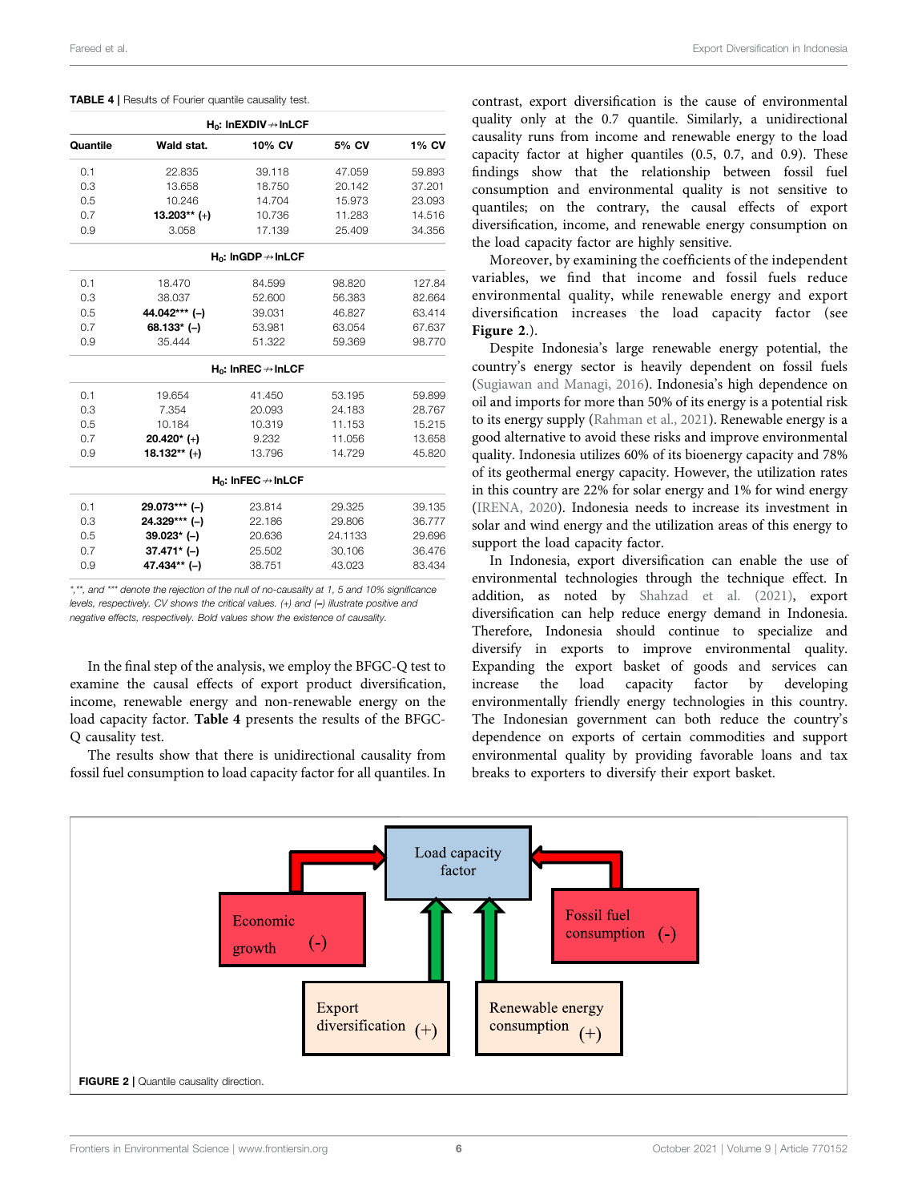**TABLE 4** | Results of Fourier quantile causality test.

| Quantile | Wald stat. | 10% CV | 5% CV | 1% CV |
|---|---|---|---|---|
| $H_0$: lnEXDIV ↛ lnLCF | | | | |
| 0.1 | 22.835 | 39.118 | 47.059 | 59.893 |
| 0.3 | 13.658 | 18.750 | 20.142 | 37.201 |
| 0.5 | 10.246 | 14.704 | 15.973 | 23.093 |
| 0.7 | **13.203\*\* (+)** | 10.736 | 11.283 | 14.516 |
| 0.9 | 3.058 | 17.139 | 25.409 | 34.356 |
| $H_0$: lnGDP ↛ lnLCF | | | | |
| 0.1 | 18.470 | 84.599 | 98.820 | 127.84 |
| 0.3 | 38.037 | 52.600 | 56.383 | 82.664 |
| 0.5 | **44.042\*\*\* (–)** | 39.031 | 46.827 | 63.414 |
| 0.7 | **68.133\* (–)** | 53.981 | 63.054 | 67.637 |
| 0.9 | 35.444 | 51.322 | 59.369 | 98.770 |
| $H_0$: lnREC ↛ lnLCF | | | | |
| 0.1 | 19.654 | 41.450 | 53.195 | 59.899 |
| 0.3 | 7.354 | 20.093 | 24.183 | 28.767 |
| 0.5 | 10.184 | 10.319 | 11.153 | 15.215 |
| 0.7 | **20.420\* (+)** | 9.232 | 11.056 | 13.658 |
| 0.9 | **18.132\*\* (+)** | 13.796 | 14.729 | 45.820 |
| $H_0$: lnFEC ↛ lnLCF | | | | |
| 0.1 | **29.073\*\*\* (–)** | 23.814 | 29.325 | 39.135 |
| 0.3 | **24.329\*\*\* (–)** | 22.186 | 29.806 | 36.777 |
| 0.5 | **39.023\* (–)** | 20.636 | 24.1133 | 29.696 |
| 0.7 | **37.471\* (–)** | 25.502 | 30.106 | 36.476 |
| 0.9 | **47.434\*\* (–)** | 38.751 | 43.023 | 83.434 |

*\*,\*\*, and \*\*\* denote the rejection of the null of no-causality at 1, 5 and 10% significance levels, respectively. CV shows the critical values. (+) and (–) illustrate positive and negative effects, respectively. Bold values show the existence of causality.*

In the final step of the analysis, we employ the BFGC-Q test to examine the causal effects of export product diversification, income, renewable energy and non-renewable energy on the load capacity factor. **Table 4** presents the results of the BFGC-Q causality test.

The results show that there is unidirectional causality from fossil fuel consumption to load capacity factor for all quantiles. In contrast, export diversification is the cause of environmental quality only at the 0.7 quantile. Similarly, a unidirectional causality runs from income and renewable energy to the load capacity factor at higher quantiles (0.5, 0.7, and 0.9). These findings show that the relationship between fossil fuel consumption and environmental quality is not sensitive to quantiles; on the contrary, the causal effects of export diversification, income, and renewable energy consumption on the load capacity factor are highly sensitive.

Moreover, by examining the coefficients of the independent variables, we find that income and fossil fuels reduce environmental quality, while renewable energy and export diversification increases the load capacity factor (see **Figure 2**.).

Despite Indonesia's large renewable energy potential, the country's energy sector is heavily dependent on fossil fuels (Sugiawan and Managi, 2016). Indonesia's high dependence on oil and imports for more than 50% of its energy is a potential risk to its energy supply (Rahman et al., 2021). Renewable energy is a good alternative to avoid these risks and improve environmental quality. Indonesia utilizes 60% of its bioenergy capacity and 78% of its geothermal energy capacity. However, the utilization rates in this country are 22% for solar energy and 1% for wind energy (IRENA, 2020). Indonesia needs to increase its investment in solar and wind energy and the utilization areas of this energy to support the load capacity factor.

In Indonesia, export diversification can enable the use of environmental technologies through the technique effect. In addition, as noted by Shahzad et al. (2021), export diversification can help reduce energy demand in Indonesia. Therefore, Indonesia should continue to specialize and diversify in exports to improve environmental quality. Expanding the export basket of goods and services can increase the load capacity factor by developing environmentally friendly energy technologies in this country. The Indonesian government can both reduce the country's dependence on exports of certain commodities and support environmental quality by providing favorable loans and tax breaks to exporters to diversify their export basket.

**FIGURE 2** | Quantile causality direction.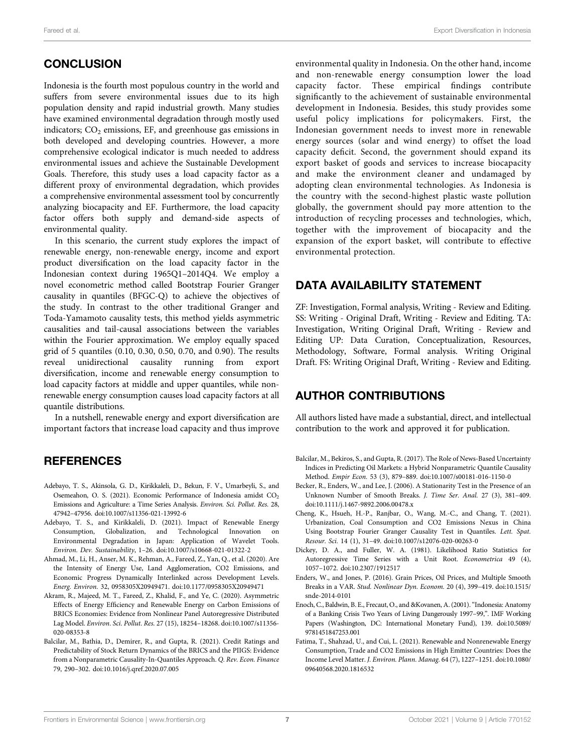## CONCLUSION

Indonesia is the fourth most populous country in the world and suffers from severe environmental issues due to its high population density and rapid industrial growth. Many studies have examined environmental degradation through mostly used indicators; $CO_2$ emissions, EF, and greenhouse gas emissions in both developed and developing countries. However, a more comprehensive ecological indicator is much needed to address environmental issues and achieve the Sustainable Development Goals. Therefore, this study uses a load capacity factor as a different proxy of environmental degradation, which provides a comprehensive environmental assessment tool by concurrently analyzing biocapacity and EF. Furthermore, the load capacity factor offers both supply and demand-side aspects of environmental quality.

In this scenario, the current study explores the impact of renewable energy, non-renewable energy, income and export product diversification on the load capacity factor in the Indonesian context during 1965Q1–2014Q4. We employ a novel econometric method called Bootstrap Fourier Granger causality in quantiles (BFGC-Q) to achieve the objectives of the study. In contrast to the other traditional Granger and Toda-Yamamoto causality tests, this method yields asymmetric causalities and tail-causal associations between the variables within the Fourier approximation. We employ equally spaced grid of 5 quantiles (0.10, 0.30, 0.50, 0.70, and 0.90). The results reveal unidirectional causality running from export diversification, income and renewable energy consumption to load capacity factors at middle and upper quantiles, while non-renewable energy consumption causes load capacity factors at all quantile distributions.

In a nutshell, renewable energy and export diversification are important factors that increase load capacity and thus improve environmental quality in Indonesia. On the other hand, income and non-renewable energy consumption lower the load capacity factor. These empirical findings contribute significantly to the achievement of sustainable environmental development in Indonesia. Besides, this study provides some useful policy implications for policymakers. First, the Indonesian government needs to invest more in renewable energy sources (solar and wind energy) to offset the load capacity deficit. Second, the government should expand its export basket of goods and services to increase biocapacity and make the environment cleaner and undamaged by adopting clean environmental technologies. As Indonesia is the country with the second-highest plastic waste pollution globally, the government should pay more attention to the introduction of recycling processes and technologies, which, together with the improvement of biocapacity and the expansion of the export basket, will contribute to effective environmental protection.

## DATA AVAILABILITY STATEMENT

ZF: Investigation, Formal analysis, Writing - Review and Editing. SS: Writing - Original Draft, Writing - Review and Editing. TA: Investigation, Writing Original Draft, Writing - Review and Editing UP: Data Curation, Conceptualization, Resources, Methodology, Software, Formal analysis. Writing Original Draft. FS: Writing Original Draft, Writing - Review and Editing.

## AUTHOR CONTRIBUTIONS

All authors listed have made a substantial, direct, and intellectual contribution to the work and approved it for publication.

## REFERENCES

Adebayo, T. S., Akinsola, G. D., Kirikkaleli, D., Bekun, F. V., Umarbeyli, S., and Osemeahon, O. S. (2021). Economic Performance of Indonesia amidst $CO_2$ Emissions and Agriculture: a Time Series Analysis. *Environ. Sci. Pollut. Res.* 28, 47942–47956. doi:10.1007/s11356-021-13992-6

Adebayo, T. S., and Kirikkaleli, D. (2021). Impact of Renewable Energy Consumption, Globalization, and Technological Innovation on Environmental Degradation in Japan: Application of Wavelet Tools. *Environ. Dev. Sustainability*, 1–26. doi:10.1007/s10668-021-01322-2

Ahmad, M., Li, H., Anser, M. K., Rehman, A., Fareed, Z., Yan, Q., et al. (2020). Are the Intensity of Energy Use, Land Agglomeration, CO2 Emissions, and Economic Progress Dynamically Interlinked across Development Levels. *Energ. Environ.* 32, 0958305X20949471. doi:10.1177/0958305X20949471

Akram, R., Majeed, M. T., Fareed, Z., Khalid, F., and Ye, C. (2020). Asymmetric Effects of Energy Efficiency and Renewable Energy on Carbon Emissions of BRICS Economies: Evidence from Nonlinear Panel Autoregressive Distributed Lag Model. *Environ. Sci. Pollut. Res.* 27 (15), 18254–18268. doi:10.1007/s11356-020-08353-8

Balcilar, M., Bathia, D., Demirer, R., and Gupta, R. (2021). Credit Ratings and Predictability of Stock Return Dynamics of the BRICS and the PIIGS: Evidence from a Nonparametric Causality-In-Quantiles Approach. *Q. Rev. Econ. Finance* 79, 290–302. doi:10.1016/j.qref.2020.07.005

Balcilar, M., Bekiros, S., and Gupta, R. (2017). The Role of News-Based Uncertainty Indices in Predicting Oil Markets: a Hybrid Nonparametric Quantile Causality Method. *Empir Econ.* 53 (3), 879–889. doi:10.1007/s00181-016-1150-0

Becker, R., Enders, W., and Lee, J. (2006). A Stationarity Test in the Presence of an Unknown Number of Smooth Breaks. *J. Time Ser. Anal.* 27 (3), 381–409. doi:10.1111/j.1467-9892.2006.00478.x

Cheng, K., Hsueh, H.-P., Ranjbar, O., Wang, M.-C., and Chang, T. (2021). Urbanization, Coal Consumption and CO2 Emissions Nexus in China Using Bootstrap Fourier Granger Causality Test in Quantiles. *Lett. Spat. Resour. Sci.* 14 (1), 31–49. doi:10.1007/s12076-020-00263-0

Dickey, D. A., and Fuller, W. A. (1981). Likelihood Ratio Statistics for Autoregressive Time Series with a Unit Root. *Econometrica* 49 (4), 1057–1072. doi:10.2307/1912517

Enders, W., and Jones, P. (2016). Grain Prices, Oil Prices, and Multiple Smooth Breaks in a VAR. *Stud. Nonlinear Dyn. Econom.* 20 (4), 399–419. doi:10.1515/snde-2014-0101

Enoch, C., Baldwin, B. E., Frecaut, O., and &Kovanen, A. (2001). "Indonesia: Anatomy of a Banking Crisis Two Years of Living Dangerously 1997–99,". IMF Working Papers (Washington, DC: International Monetary Fund), 139. doi:10.5089/9781451847253.001

Fatima, T., Shahzad, U., and Cui, L. (2021). Renewable and Nonrenewable Energy Consumption, Trade and CO2 Emissions in High Emitter Countries: Does the Income Level Matter. *J. Environ. Plann. Manag.* 64 (7), 1227–1251. doi:10.1080/09640568.2020.1816532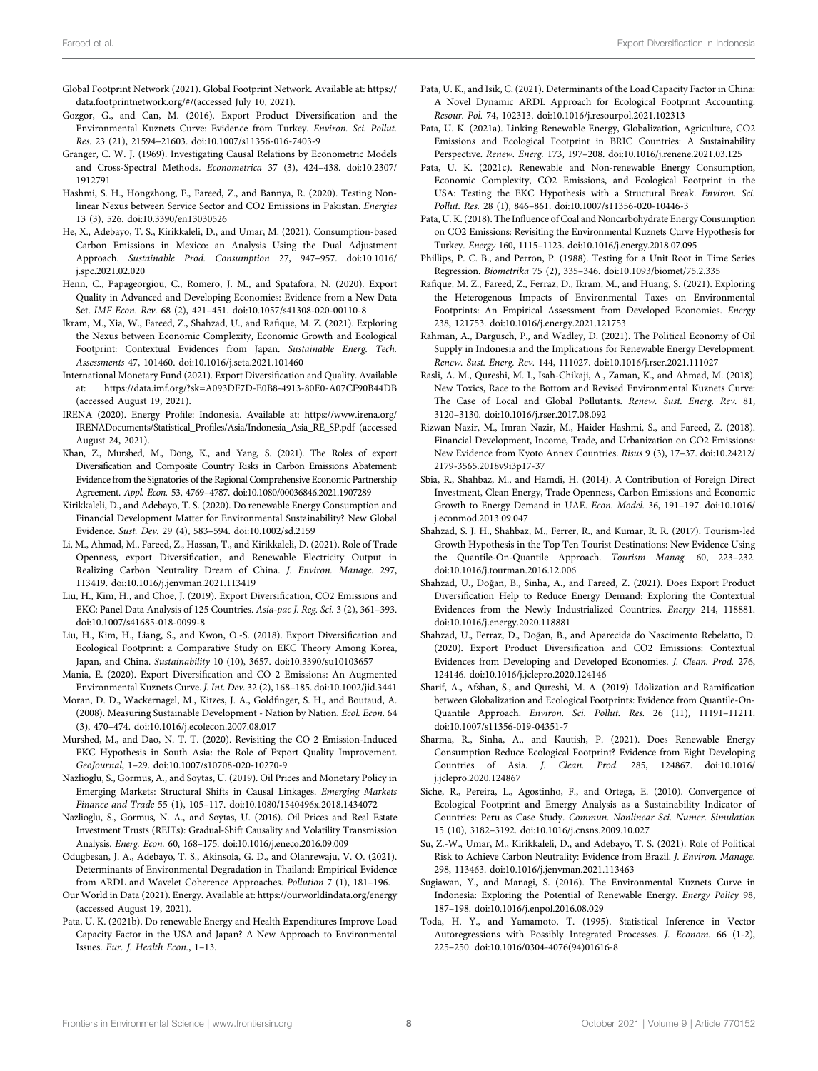Global Footprint Network (2021). Global Footprint Network. Available at: https://data.footprintnetwork.org/#/(accessed July 10, 2021).

Gozgor, G., and Can, M. (2016). Export Product Diversification and the Environmental Kuznets Curve: Evidence from Turkey. *Environ. Sci. Pollut. Res.* 23 (21), 21594–21603. doi:10.1007/s11356-016-7403-9

Granger, C. W. J. (1969). Investigating Causal Relations by Econometric Models and Cross-Spectral Methods. *Econometrica* 37 (3), 424–438. doi:10.2307/1912791

Hashmi, S. H., Hongzhong, F., Fareed, Z., and Bannya, R. (2020). Testing Non-linear Nexus between Service Sector and CO2 Emissions in Pakistan. *Energies* 13 (3), 526. doi:10.3390/en13030526

He, X., Adebayo, T. S., Kirikkaleli, D., and Umar, M. (2021). Consumption-based Carbon Emissions in Mexico: an Analysis Using the Dual Adjustment Approach. *Sustainable Prod. Consumption* 27, 947–957. doi:10.1016/j.spc.2021.02.020

Henn, C., Papageorgiou, C., Romero, J. M., and Spatafora, N. (2020). Export Quality in Advanced and Developing Economies: Evidence from a New Data Set. *IMF Econ. Rev.* 68 (2), 421–451. doi:10.1057/s41308-020-00110-8

Ikram, M., Xia, W., Fareed, Z., Shahzad, U., and Rafique, M. Z. (2021). Exploring the Nexus between Economic Complexity, Economic Growth and Ecological Footprint: Contextual Evidences from Japan. *Sustainable Energ. Tech. Assessments* 47, 101460. doi:10.1016/j.seta.2021.101460

International Monetary Fund (2021). Export Diversification and Quality. Available at: https://data.imf.org/?sk=A093DF7D-E0B8-4913-80E0-A07CF90B44DB (accessed August 19, 2021).

IRENA (2020). Energy Profile: Indonesia. Available at: https://www.irena.org/IRENADocuments/Statistical_Profiles/Asia/Indonesia_Asia_RE_SP.pdf (accessed August 24, 2021).

Khan, Z., Murshed, M., Dong, K., and Yang, S. (2021). The Roles of export Diversification and Composite Country Risks in Carbon Emissions Abatement: Evidence from the Signatories of the Regional Comprehensive Economic Partnership Agreement. *Appl. Econ.* 53, 4769–4787. doi:10.1080/00036846.2021.1907289

Kirikkaleli, D., and Adebayo, T. S. (2020). Do renewable Energy Consumption and Financial Development Matter for Environmental Sustainability? New Global Evidence. *Sust. Dev.* 29 (4), 583–594. doi:10.1002/sd.2159

Li, M., Ahmad, M., Fareed, Z., Hassan, T., and Kirikkaleli, D. (2021). Role of Trade Openness, export Diversification, and Renewable Electricity Output in Realizing Carbon Neutrality Dream of China. *J. Environ. Manage.* 297, 113419. doi:10.1016/j.jenvman.2021.113419

Liu, H., Kim, H., and Choe, J. (2019). Export Diversification, CO2 Emissions and EKC: Panel Data Analysis of 125 Countries. *Asia-pac J. Reg. Sci.* 3 (2), 361–393. doi:10.1007/s41685-018-0099-8

Liu, H., Kim, H., Liang, S., and Kwon, O.-S. (2018). Export Diversification and Ecological Footprint: a Comparative Study on EKC Theory Among Korea, Japan, and China. *Sustainability* 10 (10), 3657. doi:10.3390/su10103657

Mania, E. (2020). Export Diversification and CO 2 Emissions: An Augmented Environmental Kuznets Curve. *J. Int. Dev.* 32 (2), 168–185. doi:10.1002/jid.3441

Moran, D. D., Wackernagel, M., Kitzes, J. A., Goldfinger, S. H., and Boutaud, A. (2008). Measuring Sustainable Development - Nation by Nation. *Ecol. Econ.* 64 (3), 470–474. doi:10.1016/j.ecolecon.2007.08.017

Murshed, M., and Dao, N. T. T. (2020). Revisiting the CO 2 Emission-Induced EKC Hypothesis in South Asia: the Role of Export Quality Improvement. *GeoJournal*, 1–29. doi:10.1007/s10708-020-10270-9

Nazlioglu, S., Gormus, A., and Soytas, U. (2019). Oil Prices and Monetary Policy in Emerging Markets: Structural Shifts in Causal Linkages. *Emerging Markets Finance and Trade* 55 (1), 105–117. doi:10.1080/1540496x.2018.1434072

Nazlioglu, S., Gormus, N. A., and Soytas, U. (2016). Oil Prices and Real Estate Investment Trusts (REITs): Gradual-Shift Causality and Volatility Transmission Analysis. *Energ. Econ.* 60, 168–175. doi:10.1016/j.eneco.2016.09.009

Odugbesan, J. A., Adebayo, T. S., Akinsola, G. D., and Olanrewaju, V. O. (2021). Determinants of Environmental Degradation in Thailand: Empirical Evidence from ARDL and Wavelet Coherence Approaches. *Pollution* 7 (1), 181–196.

Our World in Data (2021). Energy. Available at: https://ourworldindata.org/energy (accessed August 19, 2021).

Pata, U. K. (2021b). Do renewable Energy and Health Expenditures Improve Load Capacity Factor in the USA and Japan? A New Approach to Environmental Issues. *Eur. J. Health Econ.*, 1–13.

Pata, U. K., and Isik, C. (2021). Determinants of the Load Capacity Factor in China: A Novel Dynamic ARDL Approach for Ecological Footprint Accounting. *Resour. Pol.* 74, 102313. doi:10.1016/j.resourpol.2021.102313

Pata, U. K. (2021a). Linking Renewable Energy, Globalization, Agriculture, CO2 Emissions and Ecological Footprint in BRIC Countries: A Sustainability Perspective. *Renew. Energ.* 173, 197–208. doi:10.1016/j.renene.2021.03.125

Pata, U. K. (2021c). Renewable and Non-renewable Energy Consumption, Economic Complexity, CO2 Emissions, and Ecological Footprint in the USA: Testing the EKC Hypothesis with a Structural Break. *Environ. Sci. Pollut. Res.* 28 (1), 846–861. doi:10.1007/s11356-020-10446-3

Pata, U. K. (2018). The Influence of Coal and Noncarbohydrate Energy Consumption on CO2 Emissions: Revisiting the Environmental Kuznets Curve Hypothesis for Turkey. *Energy* 160, 1115–1123. doi:10.1016/j.energy.2018.07.095

Phillips, P. C. B., and Perron, P. (1988). Testing for a Unit Root in Time Series Regression. *Biometrika* 75 (2), 335–346. doi:10.1093/biomet/75.2.335

Rafique, M. Z., Fareed, Z., Ferraz, D., Ikram, M., and Huang, S. (2021). Exploring the Heterogenous Impacts of Environmental Taxes on Environmental Footprints: An Empirical Assessment from Developed Economies. *Energy* 238, 121753. doi:10.1016/j.energy.2021.121753

Rahman, A., Dargusch, P., and Wadley, D. (2021). The Political Economy of Oil Supply in Indonesia and the Implications for Renewable Energy Development. *Renew. Sust. Energ. Rev.* 144, 111027. doi:10.1016/j.rser.2021.111027

Rasli, A. M., Qureshi, M. I., Isah-Chikaji, A., Zaman, K., and Ahmad, M. (2018). New Toxics, Race to the Bottom and Revised Environmental Kuznets Curve: The Case of Local and Global Pollutants. *Renew. Sust. Energ. Rev.* 81, 3120–3130. doi:10.1016/j.rser.2017.08.092

Rizwan Nazir, M., Imran Nazir, M., Haider Hashmi, S., and Fareed, Z. (2018). Financial Development, Income, Trade, and Urbanization on CO2 Emissions: New Evidence from Kyoto Annex Countries. *Risus* 9 (3), 17–37. doi:10.24212/2179-3565.2018v9i3p17-37

Sbia, R., Shahbaz, M., and Hamdi, H. (2014). A Contribution of Foreign Direct Investment, Clean Energy, Trade Openness, Carbon Emissions and Economic Growth to Energy Demand in UAE. *Econ. Model.* 36, 191–197. doi:10.1016/j.econmod.2013.09.047

Shahzad, S. J. H., Shahbaz, M., Ferrer, R., and Kumar, R. R. (2017). Tourism-led Growth Hypothesis in the Top Ten Tourist Destinations: New Evidence Using the Quantile-On-Quantile Approach. *Tourism Manag.* 60, 223–232. doi:10.1016/j.tourman.2016.12.006

Shahzad, U., Doğan, B., Sinha, A., and Fareed, Z. (2021). Does Export Product Diversification Help to Reduce Energy Demand: Exploring the Contextual Evidences from the Newly Industrialized Countries. *Energy* 214, 118881. doi:10.1016/j.energy.2020.118881

Shahzad, U., Ferraz, D., Doğan, B., and Aparecida do Nascimento Rebelatto, D. (2020). Export Product Diversification and CO2 Emissions: Contextual Evidences from Developing and Developed Economies. *J. Clean. Prod.* 276, 124146. doi:10.1016/j.jclepro.2020.124146

Sharif, A., Afshan, S., and Qureshi, M. A. (2019). Idolization and Ramification between Globalization and Ecological Footprints: Evidence from Quantile-On-Quantile Approach. *Environ. Sci. Pollut. Res.* 26 (11), 11191–11211. doi:10.1007/s11356-019-04351-7

Sharma, R., Sinha, A., and Kautish, P. (2021). Does Renewable Energy Consumption Reduce Ecological Footprint? Evidence from Eight Developing Countries of Asia. *J. Clean. Prod.* 285, 124867. doi:10.1016/j.jclepro.2020.124867

Siche, R., Pereira, L., Agostinho, F., and Ortega, E. (2010). Convergence of Ecological Footprint and Emergy Analysis as a Sustainability Indicator of Countries: Peru as Case Study. *Commun. Nonlinear Sci. Numer. Simulation* 15 (10), 3182–3192. doi:10.1016/j.cnsns.2009.10.027

Su, Z.-W., Umar, M., Kirikkaleli, D., and Adebayo, T. S. (2021). Role of Political Risk to Achieve Carbon Neutrality: Evidence from Brazil. *J. Environ. Manage.* 298, 113463. doi:10.1016/j.jenvman.2021.113463

Sugiawan, Y., and Managi, S. (2016). The Environmental Kuznets Curve in Indonesia: Exploring the Potential of Renewable Energy. *Energy Policy* 98, 187–198. doi:10.1016/j.enpol.2016.08.029

Toda, H. Y., and Yamamoto, T. (1995). Statistical Inference in Vector Autoregressions with Possibly Integrated Processes. *J. Econom.* 66 (1-2), 225–250. doi:10.1016/0304-4076(94)01616-8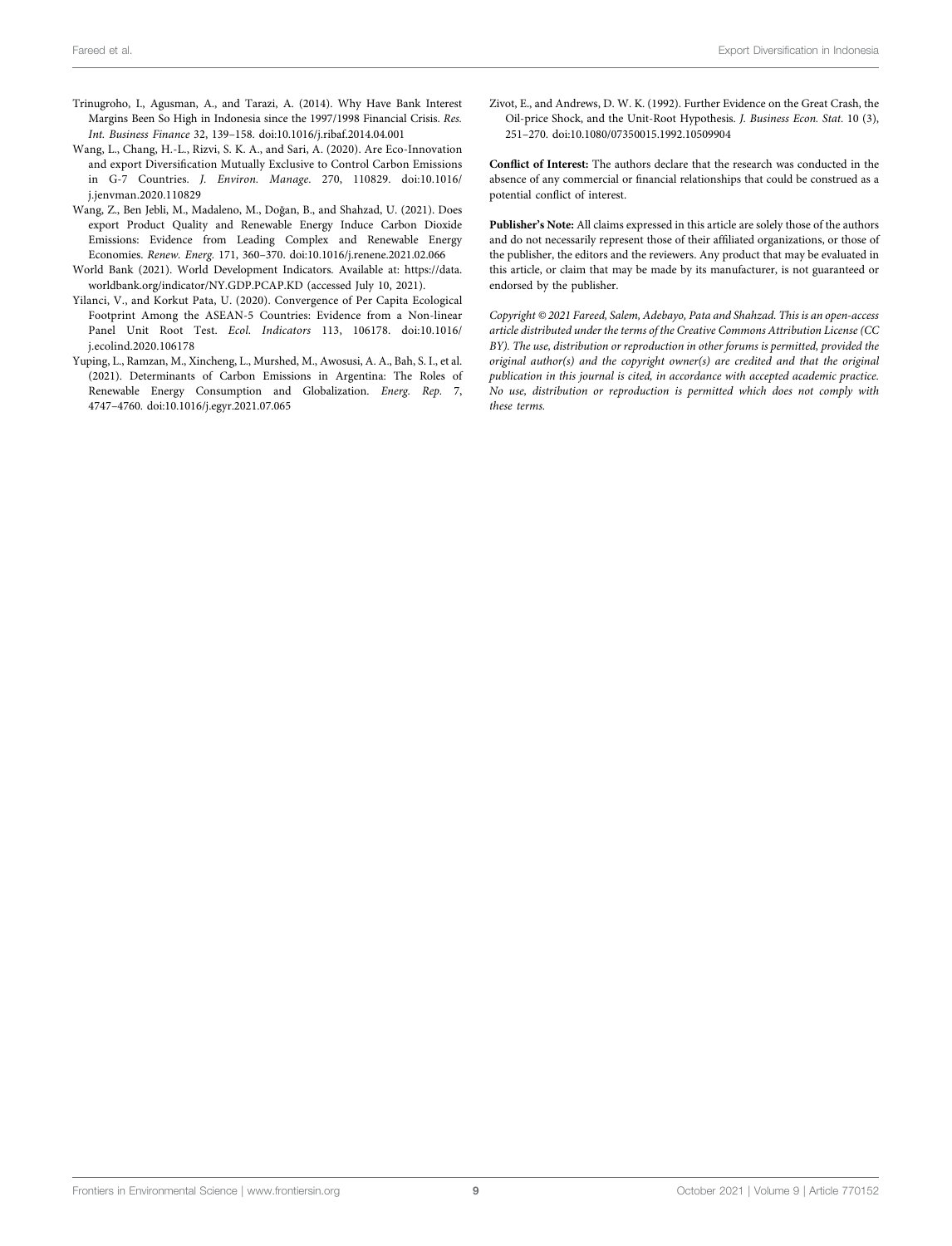Trinugroho, I., Agusman, A., and Tarazi, A. (2014). Why Have Bank Interest Margins Been So High in Indonesia since the 1997/1998 Financial Crisis. *Res. Int. Business Finance* 32, 139–158. doi:10.1016/j.ribaf.2014.04.001

Wang, L., Chang, H.-L., Rizvi, S. K. A., and Sari, A. (2020). Are Eco-Innovation and export Diversification Mutually Exclusive to Control Carbon Emissions in G-7 Countries. *J. Environ. Manage.* 270, 110829. doi:10.1016/j.jenvman.2020.110829

Wang, Z., Ben Jebli, M., Madaleno, M., Doğan, B., and Shahzad, U. (2021). Does export Product Quality and Renewable Energy Induce Carbon Dioxide Emissions: Evidence from Leading Complex and Renewable Energy Economies. *Renew. Energ.* 171, 360–370. doi:10.1016/j.renene.2021.02.066

World Bank (2021). World Development Indicators. Available at: https://data.worldbank.org/indicator/NY.GDP.PCAP.KD (accessed July 10, 2021).

Yilanci, V., and Korkut Pata, U. (2020). Convergence of Per Capita Ecological Footprint Among the ASEAN-5 Countries: Evidence from a Non-linear Panel Unit Root Test. *Ecol. Indicators* 113, 106178. doi:10.1016/j.ecolind.2020.106178

Yuping, L., Ramzan, M., Xincheng, L., Murshed, M., Awosusi, A. A., Bah, S. I., et al. (2021). Determinants of Carbon Emissions in Argentina: The Roles of Renewable Energy Consumption and Globalization. *Energ. Rep.* 7, 4747–4760. doi:10.1016/j.egyr.2021.07.065

Zivot, E., and Andrews, D. W. K. (1992). Further Evidence on the Great Crash, the Oil-price Shock, and the Unit-Root Hypothesis. *J. Business Econ. Stat.* 10 (3), 251–270. doi:10.1080/07350015.1992.10509904

**Conflict of Interest:** The authors declare that the research was conducted in the absence of any commercial or financial relationships that could be construed as a potential conflict of interest.

**Publisher's Note:** All claims expressed in this article are solely those of the authors and do not necessarily represent those of their affiliated organizations, or those of the publisher, the editors and the reviewers. Any product that may be evaluated in this article, or claim that may be made by its manufacturer, is not guaranteed or endorsed by the publisher.

*Copyright © 2021 Fareed, Salem, Adebayo, Pata and Shahzad. This is an open-access article distributed under the terms of the Creative Commons Attribution License (CC BY). The use, distribution or reproduction in other forums is permitted, provided the original author(s) and the copyright owner(s) are credited and that the original publication in this journal is cited, in accordance with accepted academic practice. No use, distribution or reproduction is permitted which does not comply with these terms.*